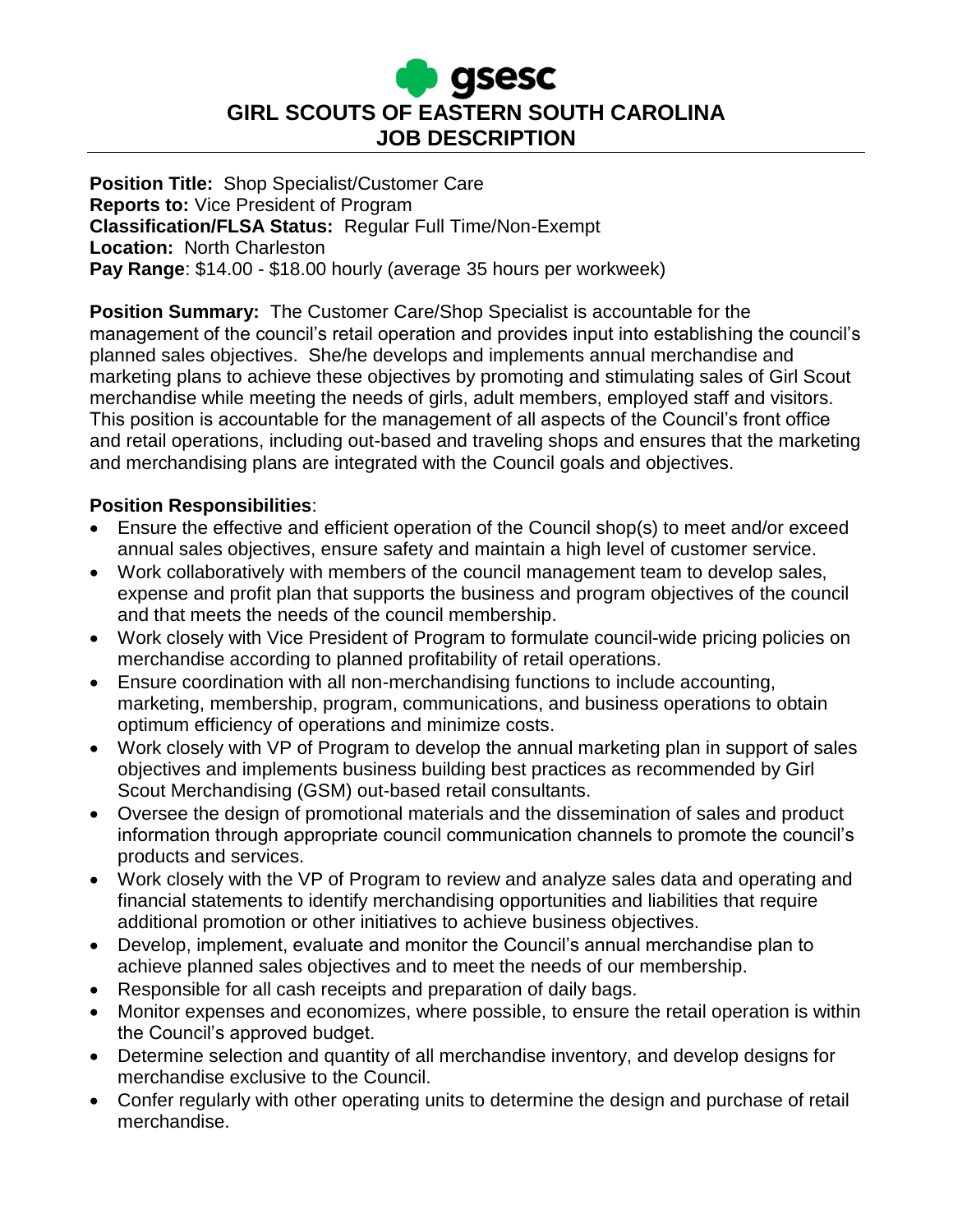# gsesc

# GIRL SCOUTS OF EASTERN SOUTH CAROLINA
# JOB DESCRIPTION

**Position Title:** Shop Specialist/Customer Care
**Reports to:** Vice President of Program
**Classification/FLSA Status:** Regular Full Time/Non-Exempt
**Location:** North Charleston
**Pay Range**: $14.00 - $18.00 hourly (average 35 hours per workweek)

**Position Summary:** The Customer Care/Shop Specialist is accountable for the management of the council's retail operation and provides input into establishing the council's planned sales objectives. She/he develops and implements annual merchandise and marketing plans to achieve these objectives by promoting and stimulating sales of Girl Scout merchandise while meeting the needs of girls, adult members, employed staff and visitors. This position is accountable for the management of all aspects of the Council's front office and retail operations, including out-based and traveling shops and ensures that the marketing and merchandising plans are integrated with the Council goals and objectives.

**Position Responsibilities**:

- Ensure the effective and efficient operation of the Council shop(s) to meet and/or exceed annual sales objectives, ensure safety and maintain a high level of customer service.
- Work collaboratively with members of the council management team to develop sales, expense and profit plan that supports the business and program objectives of the council and that meets the needs of the council membership.
- Work closely with Vice President of Program to formulate council-wide pricing policies on merchandise according to planned profitability of retail operations.
- Ensure coordination with all non-merchandising functions to include accounting, marketing, membership, program, communications, and business operations to obtain optimum efficiency of operations and minimize costs.
- Work closely with VP of Program to develop the annual marketing plan in support of sales objectives and implements business building best practices as recommended by Girl Scout Merchandising (GSM) out-based retail consultants.
- Oversee the design of promotional materials and the dissemination of sales and product information through appropriate council communication channels to promote the council's products and services.
- Work closely with the VP of Program to review and analyze sales data and operating and financial statements to identify merchandising opportunities and liabilities that require additional promotion or other initiatives to achieve business objectives.
- Develop, implement, evaluate and monitor the Council's annual merchandise plan to achieve planned sales objectives and to meet the needs of our membership.
- Responsible for all cash receipts and preparation of daily bags.
- Monitor expenses and economizes, where possible, to ensure the retail operation is within the Council's approved budget.
- Determine selection and quantity of all merchandise inventory, and develop designs for merchandise exclusive to the Council.
- Confer regularly with other operating units to determine the design and purchase of retail merchandise.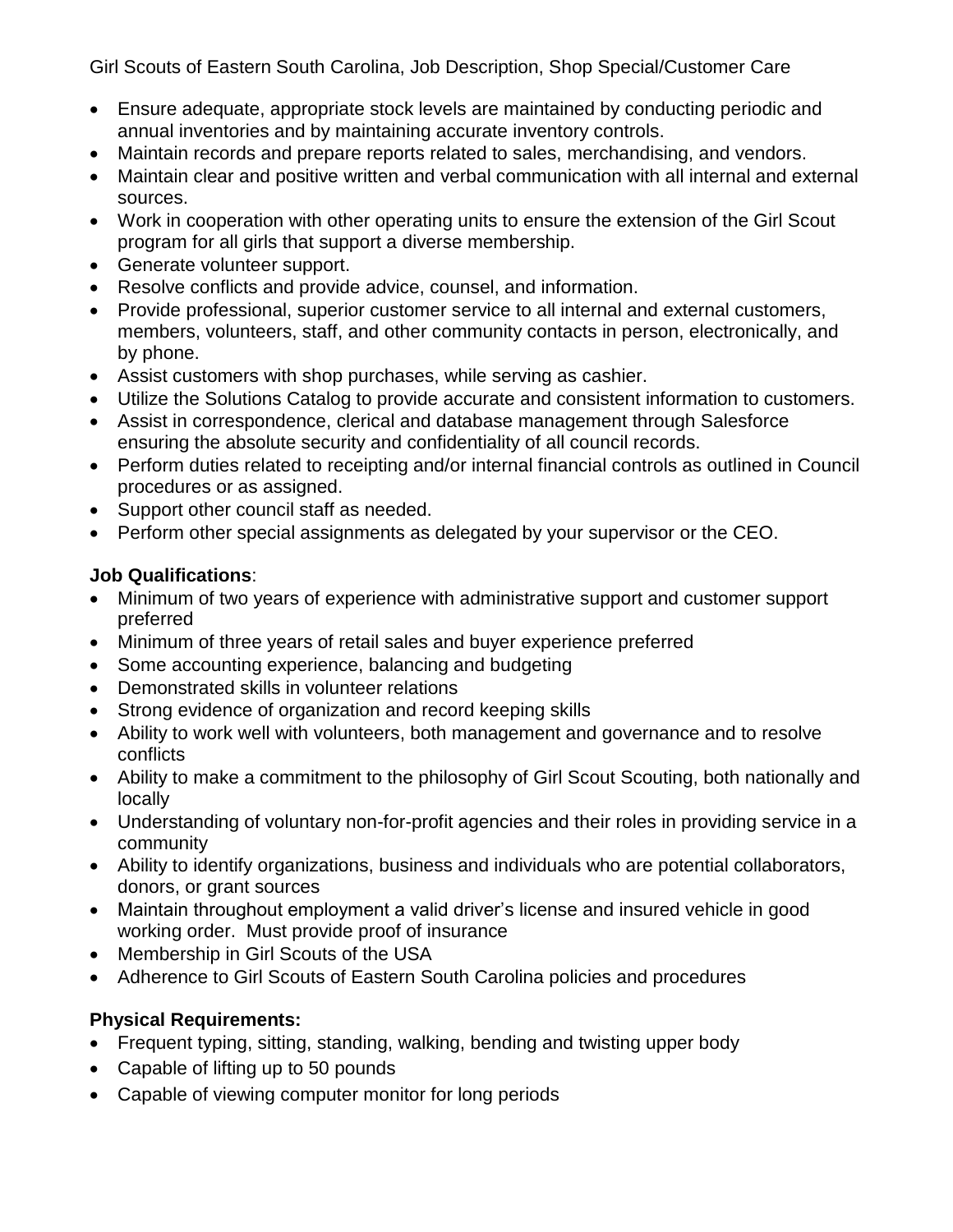- Ensure adequate, appropriate stock levels are maintained by conducting periodic and annual inventories and by maintaining accurate inventory controls.
- Maintain records and prepare reports related to sales, merchandising, and vendors.
- Maintain clear and positive written and verbal communication with all internal and external sources.
- Work in cooperation with other operating units to ensure the extension of the Girl Scout program for all girls that support a diverse membership.
- Generate volunteer support.
- Resolve conflicts and provide advice, counsel, and information.
- Provide professional, superior customer service to all internal and external customers, members, volunteers, staff, and other community contacts in person, electronically, and by phone.
- Assist customers with shop purchases, while serving as cashier.
- Utilize the Solutions Catalog to provide accurate and consistent information to customers.
- Assist in correspondence, clerical and database management through Salesforce ensuring the absolute security and confidentiality of all council records.
- Perform duties related to receipting and/or internal financial controls as outlined in Council procedures or as assigned.
- Support other council staff as needed.
- Perform other special assignments as delegated by your supervisor or the CEO.

**Job Qualifications**:

- Minimum of two years of experience with administrative support and customer support preferred
- Minimum of three years of retail sales and buyer experience preferred
- Some accounting experience, balancing and budgeting
- Demonstrated skills in volunteer relations
- Strong evidence of organization and record keeping skills
- Ability to work well with volunteers, both management and governance and to resolve conflicts
- Ability to make a commitment to the philosophy of Girl Scout Scouting, both nationally and locally
- Understanding of voluntary non-for-profit agencies and their roles in providing service in a community
- Ability to identify organizations, business and individuals who are potential collaborators, donors, or grant sources
- Maintain throughout employment a valid driver's license and insured vehicle in good working order. Must provide proof of insurance
- Membership in Girl Scouts of the USA
- Adherence to Girl Scouts of Eastern South Carolina policies and procedures

**Physical Requirements:**

- Frequent typing, sitting, standing, walking, bending and twisting upper body
- Capable of lifting up to 50 pounds
- Capable of viewing computer monitor for long periods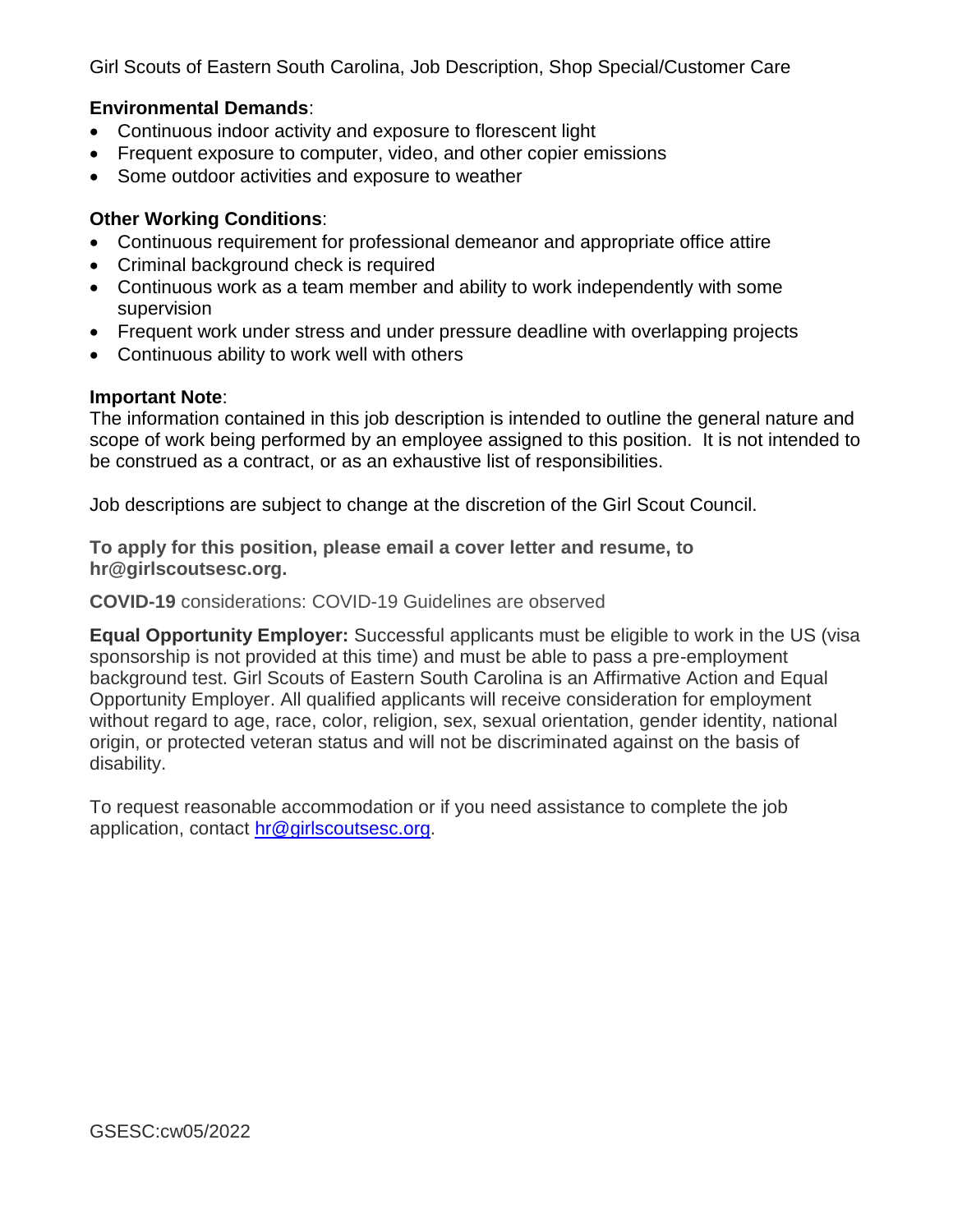**Environmental Demands**:

- Continuous indoor activity and exposure to florescent light
- Frequent exposure to computer, video, and other copier emissions
- Some outdoor activities and exposure to weather

**Other Working Conditions**:

- Continuous requirement for professional demeanor and appropriate office attire
- Criminal background check is required
- Continuous work as a team member and ability to work independently with some supervision
- Frequent work under stress and under pressure deadline with overlapping projects
- Continuous ability to work well with others

**Important Note**:
The information contained in this job description is intended to outline the general nature and scope of work being performed by an employee assigned to this position. It is not intended to be construed as a contract, or as an exhaustive list of responsibilities.

Job descriptions are subject to change at the discretion of the Girl Scout Council.

**To apply for this position, please email a cover letter and resume, to hr@girlscoutsesc.org.**

**COVID-19** considerations: COVID-19 Guidelines are observed

**Equal Opportunity Employer:** Successful applicants must be eligible to work in the US (visa sponsorship is not provided at this time) and must be able to pass a pre-employment background test. Girl Scouts of Eastern South Carolina is an Affirmative Action and Equal Opportunity Employer. All qualified applicants will receive consideration for employment without regard to age, race, color, religion, sex, sexual orientation, gender identity, national origin, or protected veteran status and will not be discriminated against on the basis of disability.

To request reasonable accommodation or if you need assistance to complete the job application, contact hr@girlscoutsesc.org.

GSESC:cw05/2022